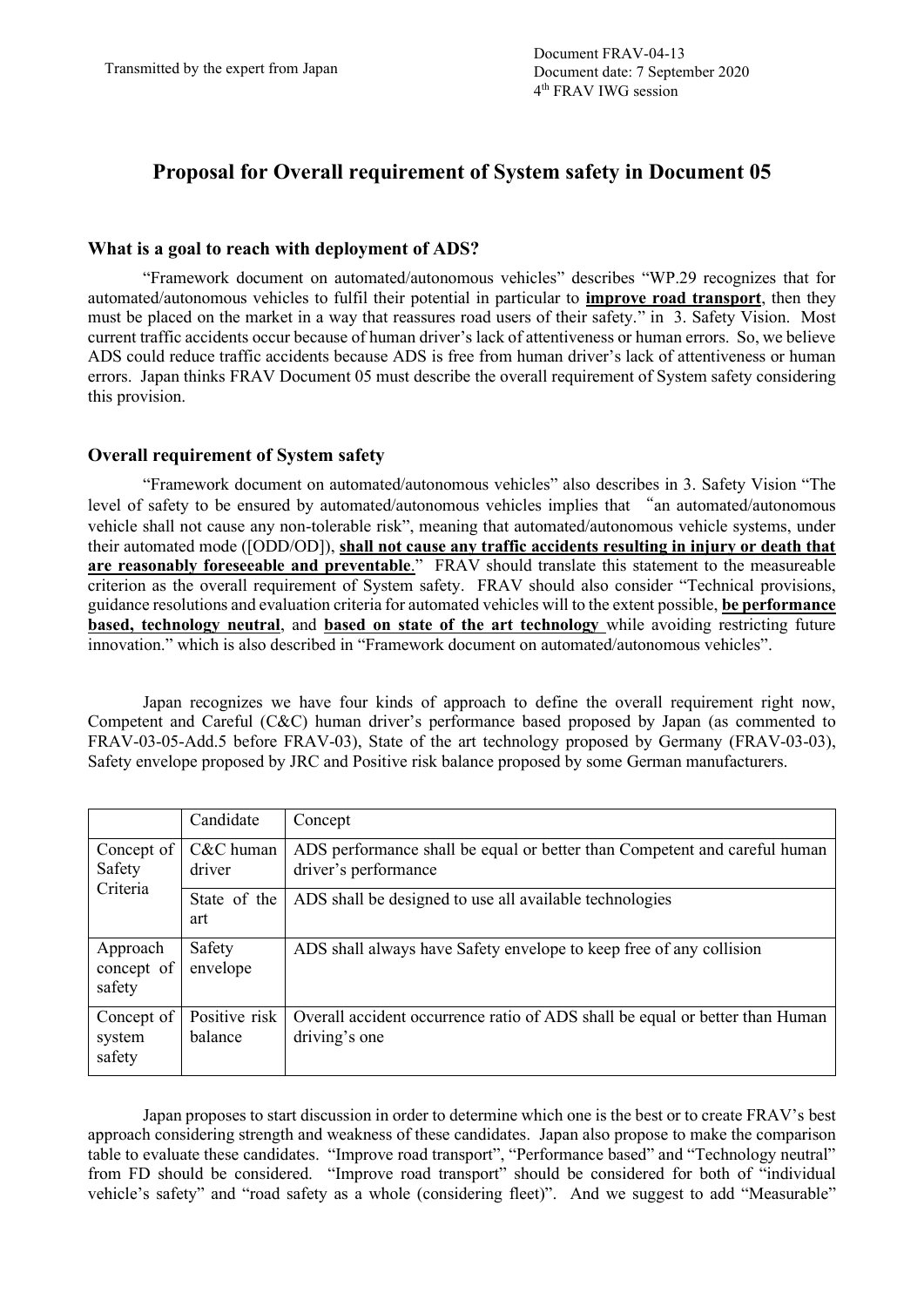Transmitted by the expert from Japan

Document FRAV-04-13
Document date: 7 September 2020
4th FRAV IWG session

# Proposal for Overall requirement of System safety in Document 05

### What is a goal to reach with deployment of ADS?

"Framework document on automated/autonomous vehicles" describes "WP.29 recognizes that for automated/autonomous vehicles to fulfil their potential in particular to **improve road transport**, then they must be placed on the market in a way that reassures road users of their safety." in 3. Safety Vision. Most current traffic accidents occur because of human driver's lack of attentiveness or human errors. So, we believe ADS could reduce traffic accidents because ADS is free from human driver's lack of attentiveness or human errors. Japan thinks FRAV Document 05 must describe the overall requirement of System safety considering this provision.

### Overall requirement of System safety

"Framework document on automated/autonomous vehicles" also describes in 3. Safety Vision "The level of safety to be ensured by automated/autonomous vehicles implies that "an automated/autonomous vehicle shall not cause any non-tolerable risk", meaning that automated/autonomous vehicle systems, under their automated mode ([ODD/OD]), **shall not cause any traffic accidents resulting in injury or death that are reasonably foreseeable and preventable**." FRAV should translate this statement to the measureable criterion as the overall requirement of System safety. FRAV should also consider "Technical provisions, guidance resolutions and evaluation criteria for automated vehicles will to the extent possible, **be performance based, technology neutral**, and **based on state of the art technology** while avoiding restricting future innovation." which is also described in "Framework document on automated/autonomous vehicles".

Japan recognizes we have four kinds of approach to define the overall requirement right now, Competent and Careful (C&C) human driver's performance based proposed by Japan (as commented to FRAV-03-05-Add.5 before FRAV-03), State of the art technology proposed by Germany (FRAV-03-03), Safety envelope proposed by JRC and Positive risk balance proposed by some German manufacturers.

| | Candidate | Concept |
|---|---|---|
| Concept of Safety Criteria | C&C human driver | ADS performance shall be equal or better than Competent and careful human driver's performance |
| | State of the art | ADS shall be designed to use all available technologies |
| Approach concept of safety | Safety envelope | ADS shall always have Safety envelope to keep free of any collision |
| Concept of system safety | Positive risk balance | Overall accident occurrence ratio of ADS shall be equal or better than Human driving's one |

Japan proposes to start discussion in order to determine which one is the best or to create FRAV's best approach considering strength and weakness of these candidates. Japan also propose to make the comparison table to evaluate these candidates. "Improve road transport", "Performance based" and "Technology neutral" from FD should be considered. "Improve road transport" should be considered for both of "individual vehicle's safety" and "road safety as a whole (considering fleet)". And we suggest to add "Measurable"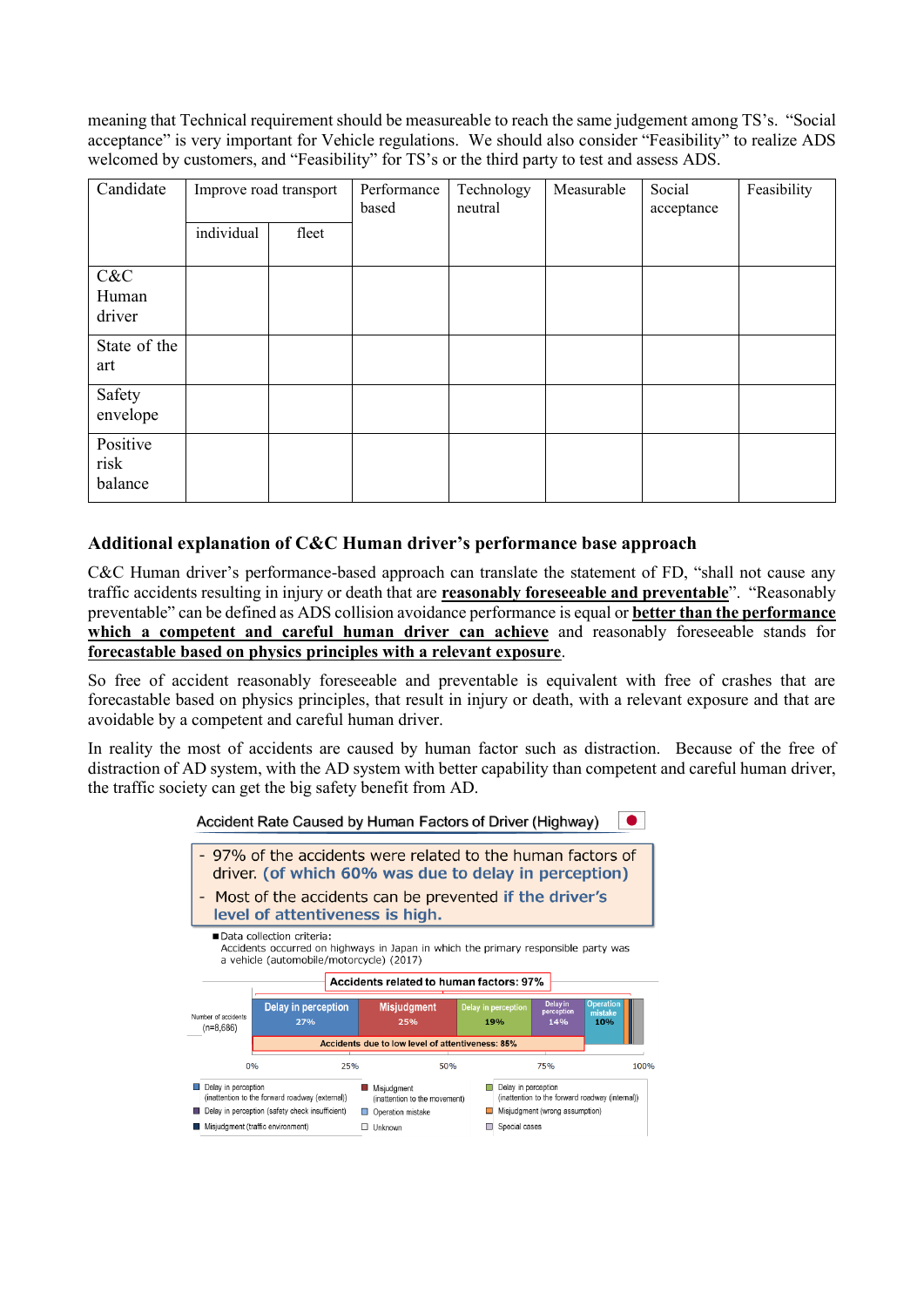meaning that Technical requirement should be measureable to reach the same judgement among TS's. "Social acceptance" is very important for Vehicle regulations. We should also consider "Feasibility" to realize ADS welcomed by customers, and "Feasibility" for TS's or the third party to test and assess ADS.

| Candidate | Improve road transport | | Performance based | Technology neutral | Measurable | Social acceptance | Feasibility |
|---|---|---|---|---|---|---|---|
| | individual | fleet | | | | | |
| C&C Human driver | | | | | | | |
| State of the art | | | | | | | |
| Safety envelope | | | | | | | |
| Positive risk balance | | | | | | | |

### Additional explanation of C&C Human driver's performance base approach

C&C Human driver's performance-based approach can translate the statement of FD, "shall not cause any traffic accidents resulting in injury or death that are **reasonably foreseeable and preventable**". "Reasonably preventable" can be defined as ADS collision avoidance performance is equal or **better than the performance which a competent and careful human driver can achieve** and reasonably foreseeable stands for **forecastable based on physics principles with a relevant exposure**.

So free of accident reasonably foreseeable and preventable is equivalent with free of crashes that are forecastable based on physics principles, that result in injury or death, with a relevant exposure and that are avoidable by a competent and careful human driver.

In reality the most of accidents are caused by human factor such as distraction. Because of the free of distraction of AD system, with the AD system with better capability than competent and careful human driver, the traffic society can get the big safety benefit from AD.

Accident Rate Caused by Human Factors of Driver (Highway)

- 97% of the accidents were related to the human factors of driver. (of which 60% was due to delay in perception)
- Most of the accidents can be prevented if the driver's level of attentiveness is high.

■Data collection criteria:
Accidents occurred on highways in Japan in which the primary responsible party was a vehicle (automobile/motorcycle) (2017)

Accidents related to human factors: 97%

Number of accidents (n=8,686)

Delay in perception 27%
Misjudgment 25%
Delay in perception 19%
Delay in perception 14%
Operation mistake 10%

Accidents due to low level of attentiveness: 85%

0% 25% 50% 75% 100%

Delay in perception (inattention to the forward roadway (external))
Delay in perception (safety check insufficient)
Misjudgment (traffic environment)
Misjudgment (inattention to the movement)
Operation mistake
Unknown
Delay in perception (inattention to the forward roadway (internal))
Misjudgment (wrong assumption)
Special cases